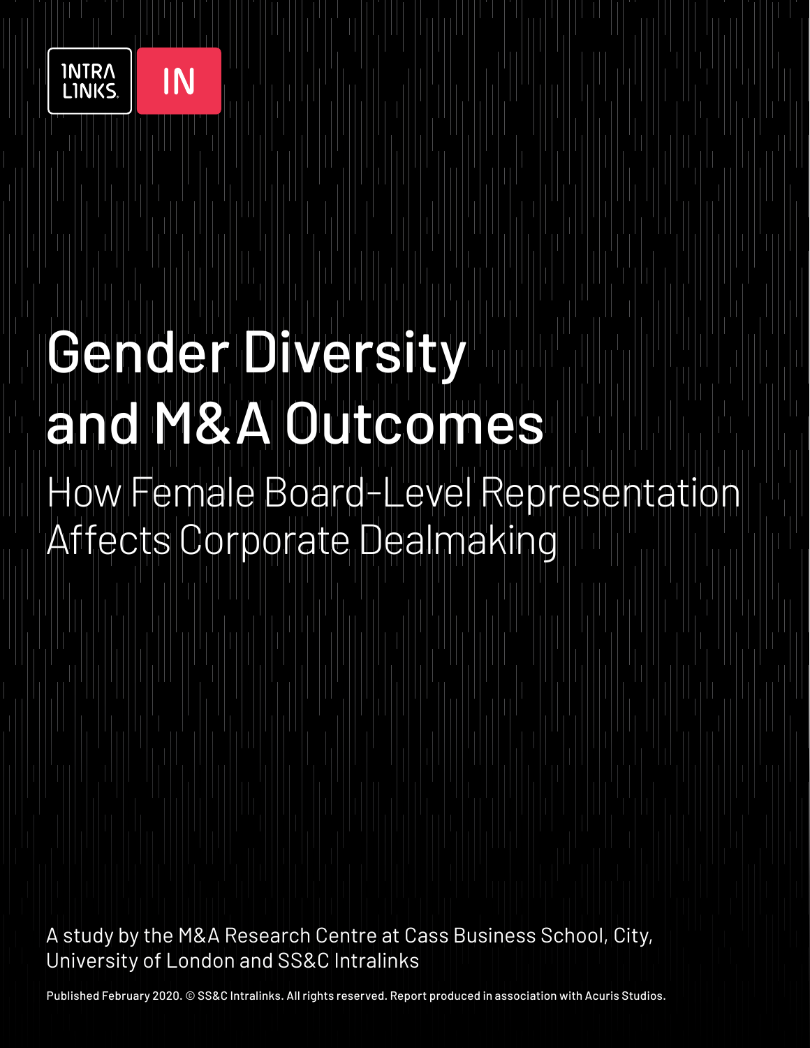INTRA LINKS IN

# Gender Diversity and M&A Outcomes

## How Female Board-Level Representation Affects Corporate Dealmaking

A study by the M&A Research Centre at Cass Business School, City, University of London and SS&C Intralinks

Published February 2020. © SS&C Intralinks. All rights reserved. Report produced in association with Acuris Studios.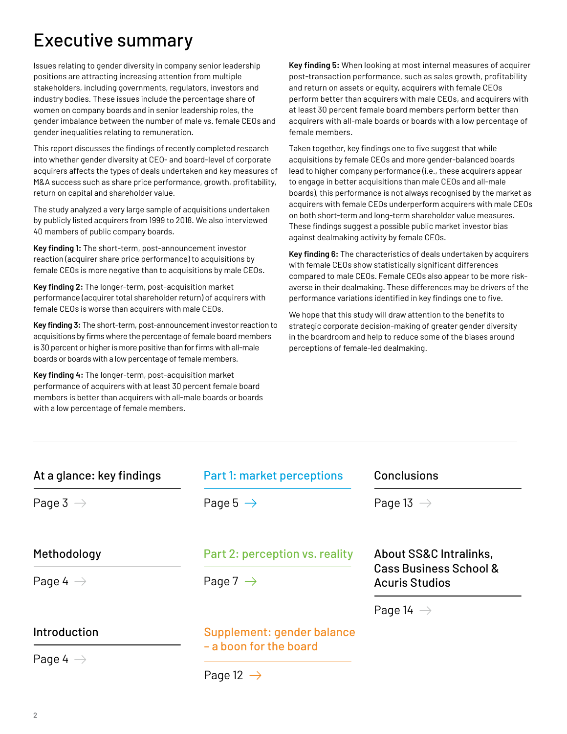# Executive summary

Issues relating to gender diversity in company senior leadership positions are attracting increasing attention from multiple stakeholders, including governments, regulators, investors and industry bodies. These issues include the percentage share of women on company boards and in senior leadership roles, the gender imbalance between the number of male vs. female CEOs and gender inequalities relating to remuneration.

This report discusses the findings of recently completed research into whether gender diversity at CEO- and board-level of corporate acquirers affects the types of deals undertaken and key measures of M&A success such as share price performance, growth, profitability, return on capital and shareholder value.

The study analyzed a very large sample of acquisitions undertaken by publicly listed acquirers from 1999 to 2018. We also interviewed 40 members of public company boards.

**Key finding 1:** The short-term, post-announcement investor reaction (acquirer share price performance) to acquisitions by female CEOs is more negative than to acquisitions by male CEOs.

**Key finding 2:** The longer-term, post-acquisition market performance (acquirer total shareholder return) of acquirers with female CEOs is worse than acquirers with male CEOs.

**Key finding 3:** The short-term, post-announcement investor reaction to acquisitions by firms where the percentage of female board members is 30 percent or higher is more positive than for firms with all-male boards or boards with a low percentage of female members.

**Key finding 4:** The longer-term, post-acquisition market performance of acquirers with at least 30 percent female board members is better than acquirers with all-male boards or boards with a low percentage of female members.

**Key finding 5:** When looking at most internal measures of acquirer post-transaction performance, such as sales growth, profitability and return on assets or equity, acquirers with female CEOs perform better than acquirers with male CEOs, and acquirers with at least 30 percent female board members perform better than acquirers with all-male boards or boards with a low percentage of female members.

Taken together, key findings one to five suggest that while acquisitions by female CEOs and more gender-balanced boards lead to higher company performance (i.e., these acquirers appear to engage in better acquisitions than male CEOs and all-male boards), this performance is not always recognised by the market as acquirers with female CEOs underperform acquirers with male CEOs on both short-term and long-term shareholder value measures. These findings suggest a possible public market investor bias against dealmaking activity by female CEOs.

**Key finding 6:** The characteristics of deals undertaken by acquirers with female CEOs show statistically significant differences compared to male CEOs. Female CEOs also appear to be more risk-averse in their dealmaking. These differences may be drivers of the performance variations identified in key findings one to five.

We hope that this study will draw attention to the benefits to strategic corporate decision-making of greater gender diversity in the boardroom and help to reduce some of the biases around perceptions of female-led dealmaking.

---

At a glance: key findings — Page 3 →

Methodology — Page 4 →

Introduction — Page 4 →

Part 1: market perceptions — Page 5 →

Part 2: perception vs. reality — Page 7 →

Supplement: gender balance – a boon for the board — Page 12 →

Conclusions — Page 13 →

About SS&C Intralinks, Cass Business School & Acuris Studios — Page 14 →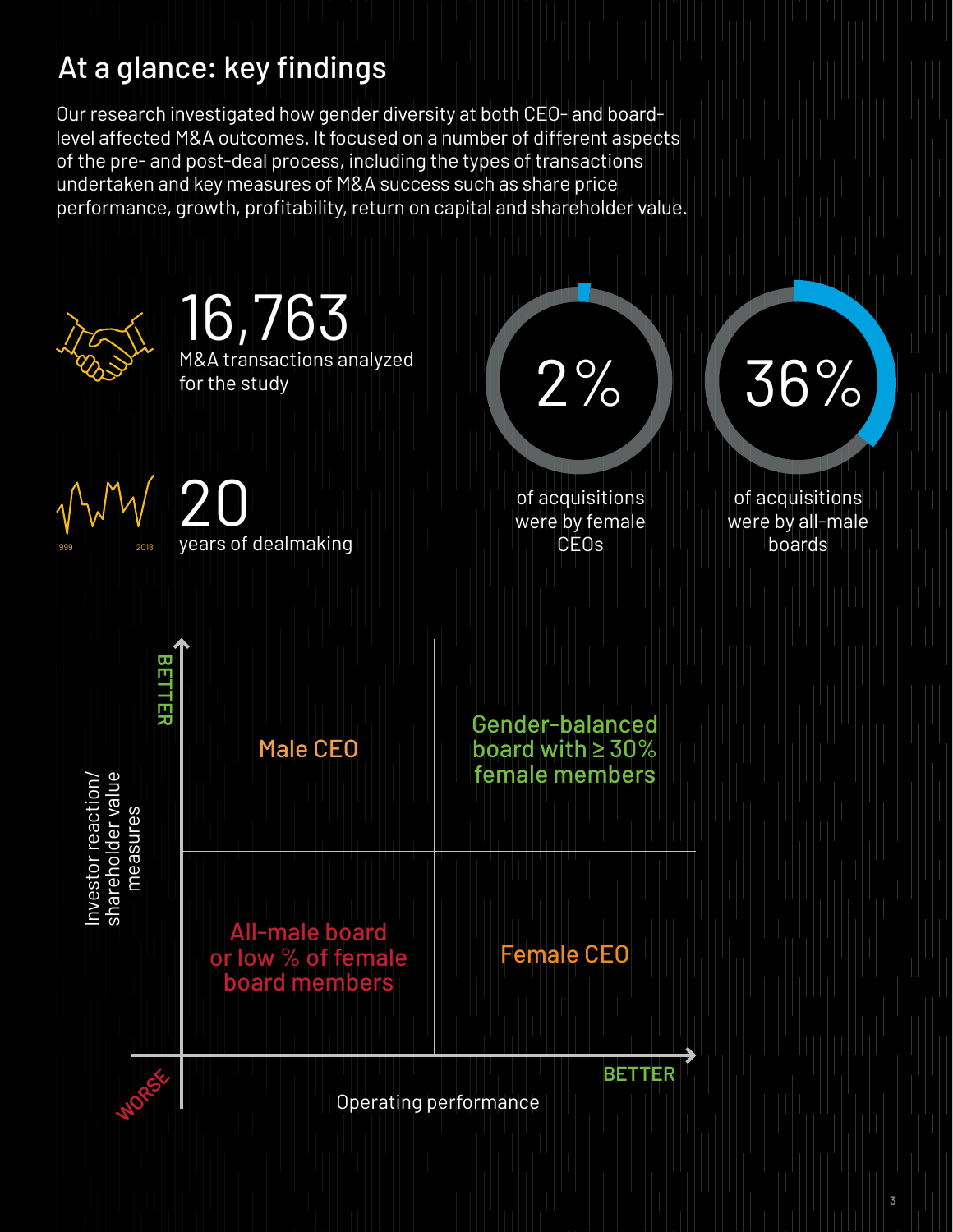## At a glance: key findings

Our research investigated how gender diversity at both CEO- and board-level affected M&A outcomes. It focused on a number of different aspects of the pre- and post-deal process, including the types of transactions undertaken and key measures of M&A success such as share price performance, growth, profitability, return on capital and shareholder value.

**16,763**
M&A transactions analyzed for the study

**20**
years of dealmaking

1999 2018

**2%**
of acquisitions were by female CEOs

**36%**
of acquisitions were by all-male boards

| | |
|---|---|
| Male CEO | Gender-balanced board with ≥ 30% female members |
| All-male board or low % of female board members | Female CEO |

Vertical axis: Investor reaction/ shareholder value measures (WORSE → BETTER)

Horizontal axis: Operating performance (WORSE → BETTER)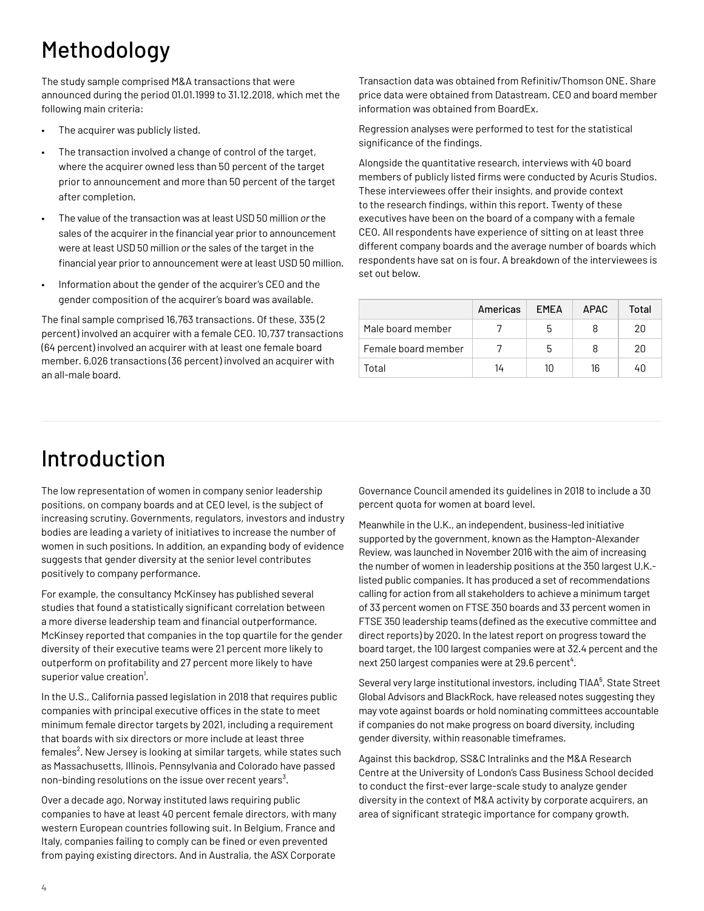# Methodology

The study sample comprised M&A transactions that were announced during the period 01.01.1999 to 31.12.2018, which met the following main criteria:

- The acquirer was publicly listed.
- The transaction involved a change of control of the target, where the acquirer owned less than 50 percent of the target prior to announcement and more than 50 percent of the target after completion.
- The value of the transaction was at least USD 50 million *or* the sales of the acquirer in the financial year prior to announcement were at least USD 50 million *or* the sales of the target in the financial year prior to announcement were at least USD 50 million.
- Information about the gender of the acquirer's CEO and the gender composition of the acquirer's board was available.

The final sample comprised 16,763 transactions. Of these, 335 (2 percent) involved an acquirer with a female CEO. 10,737 transactions (64 percent) involved an acquirer with at least one female board member. 6,026 transactions (36 percent) involved an acquirer with an all-male board.

Transaction data was obtained from Refinitiv/Thomson ONE. Share price data were obtained from Datastream. CEO and board member information was obtained from BoardEx.

Regression analyses were performed to test for the statistical significance of the findings.

Alongside the quantitative research, interviews with 40 board members of publicly listed firms were conducted by Acuris Studios. These interviewees offer their insights, and provide context to the research findings, within this report. Twenty of these executives have been on the board of a company with a female CEO. All respondents have experience of sitting on at least three different company boards and the average number of boards which respondents have sat on is four. A breakdown of the interviewees is set out below.

| | Americas | EMEA | APAC | Total |
|---|---|---|---|---|
| Male board member | 7 | 5 | 8 | 20 |
| Female board member | 7 | 5 | 8 | 20 |
| Total | 14 | 10 | 16 | 40 |

# Introduction

The low representation of women in company senior leadership positions, on company boards and at CEO level, is the subject of increasing scrutiny. Governments, regulators, investors and industry bodies are leading a variety of initiatives to increase the number of women in such positions. In addition, an expanding body of evidence suggests that gender diversity at the senior level contributes positively to company performance.

For example, the consultancy McKinsey has published several studies that found a statistically significant correlation between a more diverse leadership team and financial outperformance. McKinsey reported that companies in the top quartile for the gender diversity of their executive teams were 21 percent more likely to outperform on profitability and 27 percent more likely to have superior value creation[1].

In the U.S., California passed legislation in 2018 that requires public companies with principal executive offices in the state to meet minimum female director targets by 2021, including a requirement that boards with six directors or more include at least three females[2]. New Jersey is looking at similar targets, while states such as Massachusetts, Illinois, Pennsylvania and Colorado have passed non-binding resolutions on the issue over recent years[3].

Over a decade ago, Norway instituted laws requiring public companies to have at least 40 percent female directors, with many western European countries following suit. In Belgium, France and Italy, companies failing to comply can be fined or even prevented from paying existing directors. And in Australia, the ASX Corporate Governance Council amended its guidelines in 2018 to include a 30 percent quota for women at board level.

Meanwhile in the U.K., an independent, business-led initiative supported by the government, known as the Hampton-Alexander Review, was launched in November 2016 with the aim of increasing the number of women in leadership positions at the 350 largest U.K.-listed public companies. It has produced a set of recommendations calling for action from all stakeholders to achieve a minimum target of 33 percent women on FTSE 350 boards and 33 percent women in FTSE 350 leadership teams (defined as the executive committee and direct reports) by 2020. In the latest report on progress toward the board target, the 100 largest companies were at 32.4 percent and the next 250 largest companies were at 29.6 percent[4].

Several very large institutional investors, including TIAA[5], State Street Global Advisors and BlackRock, have released notes suggesting they may vote against boards or hold nominating committees accountable if companies do not make progress on board diversity, including gender diversity, within reasonable timeframes.

Against this backdrop, SS&C Intralinks and the M&A Research Centre at the University of London's Cass Business School decided to conduct the first-ever large-scale study to analyze gender diversity in the context of M&A activity by corporate acquirers, an area of significant strategic importance for company growth.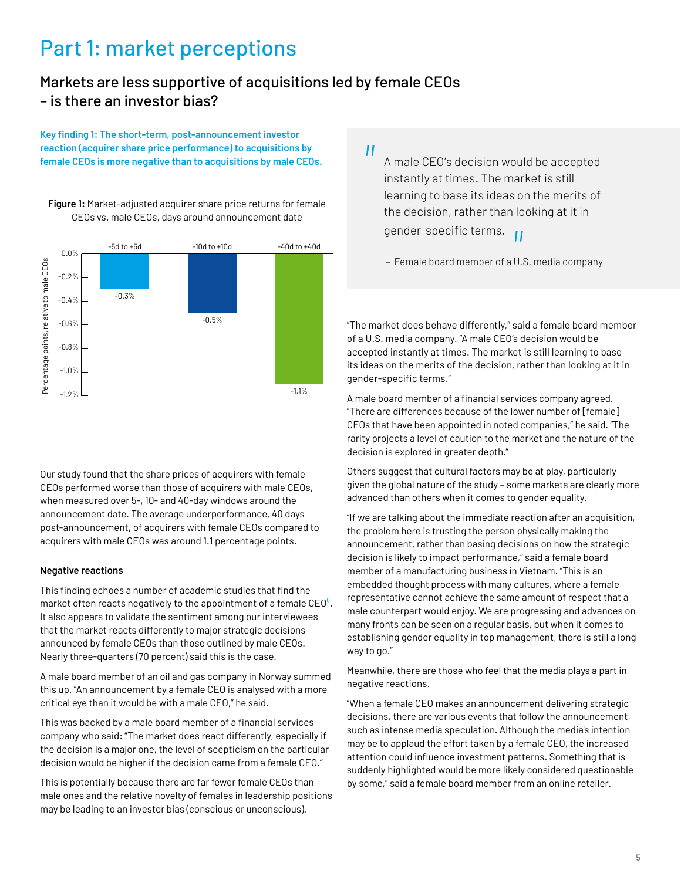# Part 1: market perceptions

## Markets are less supportive of acquisitions led by female CEOs – is there an investor bias?

**Key finding 1: The short-term, post-announcement investor reaction (acquirer share price performance) to acquisitions by female CEOs is more negative than to acquisitions by male CEOs.**

**Figure 1:** Market-adjusted acquirer share price returns for female CEOs vs. male CEOs, days around announcement date

| | -5d to +5d | -10d to +10d | -40d to +40d |
|---|---|---|---|
| Percentage points, relative to male CEOs | -0.3% | -0.5% | -1.1% |

Our study found that the share prices of acquirers with female CEOs performed worse than those of acquirers with male CEOs, when measured over 5-, 10- and 40-day windows around the announcement date. The average underperformance, 40 days post-announcement, of acquirers with female CEOs compared to acquirers with male CEOs was around 1.1 percentage points.

### Negative reactions

This finding echoes a number of academic studies that find the market often reacts negatively to the appointment of a female CEO[6]. It also appears to validate the sentiment among our interviewees that the market reacts differently to major strategic decisions announced by female CEOs than those outlined by male CEOs. Nearly three-quarters (70 percent) said this is the case.

A male board member of an oil and gas company in Norway summed this up. "An announcement by a female CEO is analysed with a more critical eye than it would be with a male CEO," he said.

This was backed by a male board member of a financial services company who said: "The market does react differently, especially if the decision is a major one, the level of scepticism on the particular decision would be higher if the decision came from a female CEO."

This is potentially because there are far fewer female CEOs than male ones and the relative novelty of females in leadership positions may be leading to an investor bias (conscious or unconscious).

> "A male CEO's decision would be accepted instantly at times. The market is still learning to base its ideas on the merits of the decision, rather than looking at it in gender-specific terms."
>
> – Female board member of a U.S. media company

"The market does behave differently," said a female board member of a U.S. media company. "A male CEO's decision would be accepted instantly at times. The market is still learning to base its ideas on the merits of the decision, rather than looking at it in gender-specific terms."

A male board member of a financial services company agreed. "There are differences because of the lower number of [female] CEOs that have been appointed in noted companies," he said. "The rarity projects a level of caution to the market and the nature of the decision is explored in greater depth."

Others suggest that cultural factors may be at play, particularly given the global nature of the study – some markets are clearly more advanced than others when it comes to gender equality.

"If we are talking about the immediate reaction after an acquisition, the problem here is trusting the person physically making the announcement, rather than basing decisions on how the strategic decision is likely to impact performance," said a female board member of a manufacturing business in Vietnam. "This is an embedded thought process with many cultures, where a female representative cannot achieve the same amount of respect that a male counterpart would enjoy. We are progressing and advances on many fronts can be seen on a regular basis, but when it comes to establishing gender equality in top management, there is still a long way to go."

Meanwhile, there are those who feel that the media plays a part in negative reactions.

"When a female CEO makes an announcement delivering strategic decisions, there are various events that follow the announcement, such as intense media speculation. Although the media's intention may be to applaud the effort taken by a female CEO, the increased attention could influence investment patterns. Something that is suddenly highlighted would be more likely considered questionable by some," said a female board member from an online retailer.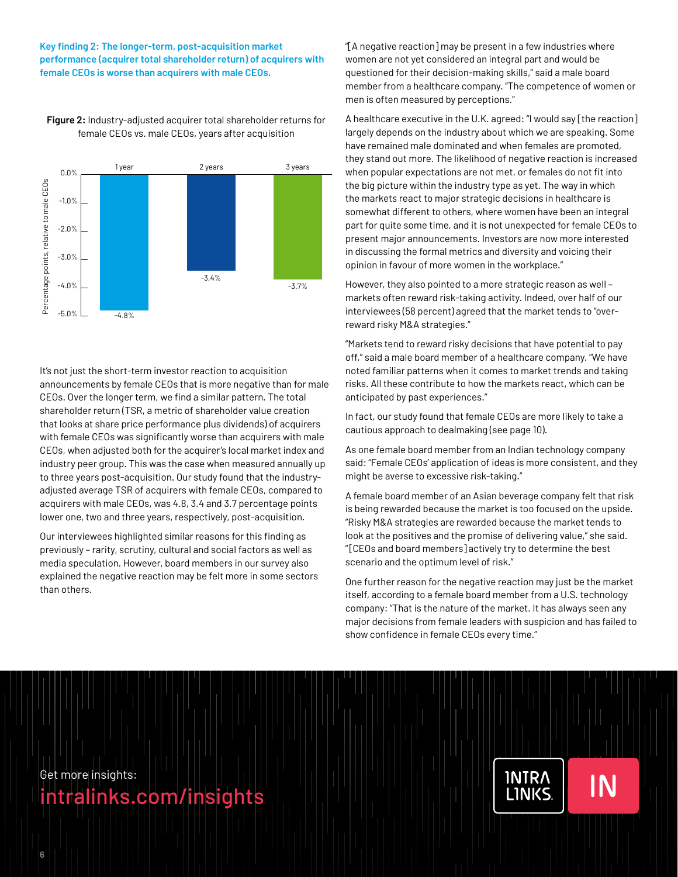**Key finding 2: The longer-term, post-acquisition market performance (acquirer total shareholder return) of acquirers with female CEOs is worse than acquirers with male CEOs.**

**Figure 2:** Industry-adjusted acquirer total shareholder returns for female CEOs vs. male CEOs, years after acquisition

| Years after acquisition | Percentage points, relative to male CEOs |
|---|---|
| 1 year | -4.8% |
| 2 years | -3.4% |
| 3 years | -3.7% |

It's not just the short-term investor reaction to acquisition announcements by female CEOs that is more negative than for male CEOs. Over the longer term, we find a similar pattern. The total shareholder return (TSR, a metric of shareholder value creation that looks at share price performance plus dividends) of acquirers with female CEOs was significantly worse than acquirers with male CEOs, when adjusted both for the acquirer's local market index and industry peer group. This was the case when measured annually up to three years post-acquisition. Our study found that the industry-adjusted average TSR of acquirers with female CEOs, compared to acquirers with male CEOs, was 4.8, 3.4 and 3.7 percentage points lower one, two and three years, respectively, post-acquisition.

Our interviewees highlighted similar reasons for this finding as previously – rarity, scrutiny, cultural and social factors as well as media speculation. However, board members in our survey also explained the negative reaction may be felt more in some sectors than others.

"[A negative reaction] may be present in a few industries where women are not yet considered an integral part and would be questioned for their decision-making skills," said a male board member from a healthcare company. "The competence of women or men is often measured by perceptions."

A healthcare executive in the U.K. agreed: "I would say [the reaction] largely depends on the industry about which we are speaking. Some have remained male dominated and when females are promoted, they stand out more. The likelihood of negative reaction is increased when popular expectations are not met, or females do not fit into the big picture within the industry type as yet. The way in which the markets react to major strategic decisions in healthcare is somewhat different to others, where women have been an integral part for quite some time, and it is not unexpected for female CEOs to present major announcements. Investors are now more interested in discussing the formal metrics and diversity and voicing their opinion in favour of more women in the workplace."

However, they also pointed to a more strategic reason as well – markets often reward risk-taking activity. Indeed, over half of our interviewees (58 percent) agreed that the market tends to "over-reward risky M&A strategies."

"Markets tend to reward risky decisions that have potential to pay off," said a male board member of a healthcare company. "We have noted familiar patterns when it comes to market trends and taking risks. All these contribute to how the markets react, which can be anticipated by past experiences."

In fact, our study found that female CEOs are more likely to take a cautious approach to dealmaking (see page 10).

As one female board member from an Indian technology company said: "Female CEOs' application of ideas is more consistent, and they might be averse to excessive risk-taking."

A female board member of an Asian beverage company felt that risk is being rewarded because the market is too focused on the upside. "Risky M&A strategies are rewarded because the market tends to look at the positives and the promise of delivering value," she said. "[CEOs and board members] actively try to determine the best scenario and the optimum level of risk."

One further reason for the negative reaction may just be the market itself, according to a female board member from a U.S. technology company: "That is the nature of the market. It has always seen any major decisions from female leaders with suspicion and has failed to show confidence in female CEOs every time."

Get more insights:
intralinks.com/insights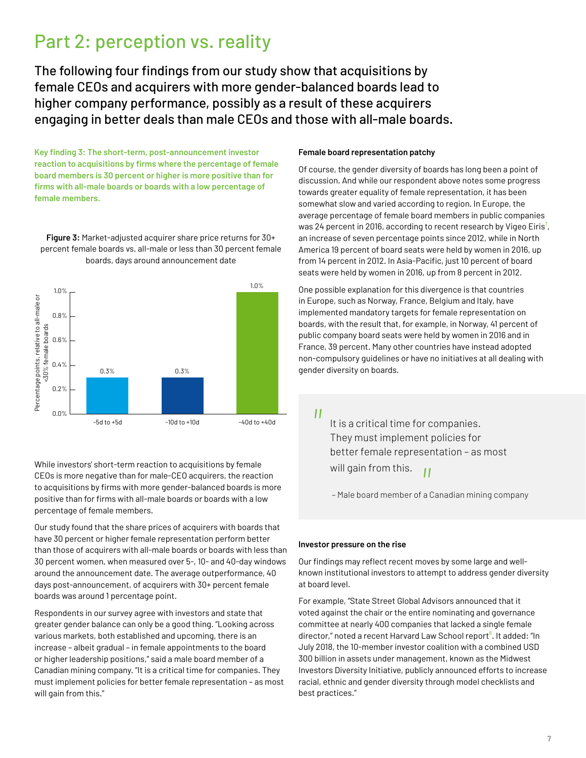# Part 2: perception vs. reality

The following four findings from our study show that acquisitions by female CEOs and acquirers with more gender-balanced boards lead to higher company performance, possibly as a result of these acquirers engaging in better deals than male CEOs and those with all-male boards.

**Key finding 3: The short-term, post-announcement investor reaction to acquisitions by firms where the percentage of female board members is 30 percent or higher is more positive than for firms with all-male boards or boards with a low percentage of female members.**

**Figure 3:** Market-adjusted acquirer share price returns for 30+ percent female boards vs. all-male or less than 30 percent female boards, days around announcement date

| Window | Percentage points, relative to all-male or <30% female boards |
|---|---|
| -5d to +5d | 0.3% |
| -10d to +10d | 0.3% |
| -40d to +40d | 1.0% |

While investors' short-term reaction to acquisitions by female CEOs is more negative than for male-CEO acquirers, the reaction to acquisitions by firms with more gender-balanced boards is more positive than for firms with all-male boards or boards with a low percentage of female members.

Our study found that the share prices of acquirers with boards that have 30 percent or higher female representation perform better than those of acquirers with all-male boards or boards with less than 30 percent women, when measured over 5-, 10- and 40-day windows around the announcement date. The average outperformance, 40 days post-announcement, of acquirers with 30+ percent female boards was around 1 percentage point.

Respondents in our survey agree with investors and state that greater gender balance can only be a good thing. "Looking across various markets, both established and upcoming, there is an increase – albeit gradual – in female appointments to the board or higher leadership positions," said a male board member of a Canadian mining company. "It is a critical time for companies. They must implement policies for better female representation – as most will gain from this."

### Female board representation patchy

Of course, the gender diversity of boards has long been a point of discussion. And while our respondent above notes some progress towards greater equality of female representation, it has been somewhat slow and varied according to region. In Europe, the average percentage of female board members in public companies was 24 percent in 2016, according to recent research by Vigeo Eiris[7], an increase of seven percentage points since 2012, while in North America 19 percent of board seats were held by women in 2016, up from 14 percent in 2012. In Asia-Pacific, just 10 percent of board seats were held by women in 2016, up from 8 percent in 2012.

One possible explanation for this divergence is that countries in Europe, such as Norway, France, Belgium and Italy, have implemented mandatory targets for female representation on boards, with the result that, for example, in Norway, 41 percent of public company board seats were held by women in 2016 and in France, 39 percent. Many other countries have instead adopted non-compulsory guidelines or have no initiatives at all dealing with gender diversity on boards.

> "It is a critical time for companies. They must implement policies for better female representation – as most will gain from this."
>
> – Male board member of a Canadian mining company

### Investor pressure on the rise

Our findings may reflect recent moves by some large and well-known institutional investors to attempt to address gender diversity at board level.

For example, "State Street Global Advisors announced that it voted against the chair or the entire nominating and governance committee at nearly 400 companies that lacked a single female director," noted a recent Harvard Law School report[8]. It added: "In July 2018, the 10-member investor coalition with a combined USD 300 billion in assets under management, known as the Midwest Investors Diversity Initiative, publicly announced efforts to increase racial, ethnic and gender diversity through model checklists and best practices."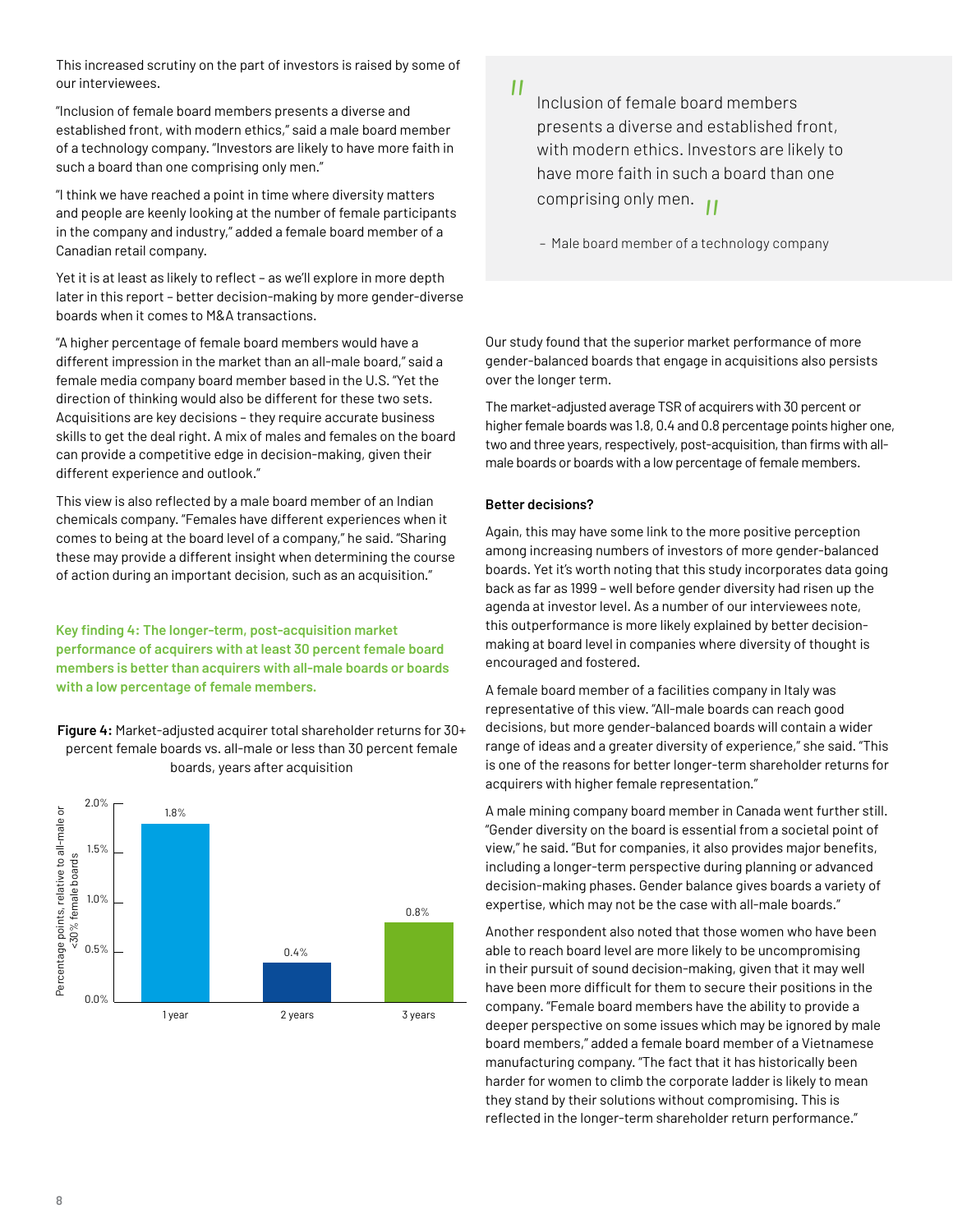This increased scrutiny on the part of investors is raised by some of our interviewees.

"Inclusion of female board members presents a diverse and established front, with modern ethics," said a male board member of a technology company. "Investors are likely to have more faith in such a board than one comprising only men."

"I think we have reached a point in time where diversity matters and people are keenly looking at the number of female participants in the company and industry," added a female board member of a Canadian retail company.

Yet it is at least as likely to reflect – as we'll explore in more depth later in this report – better decision-making by more gender-diverse boards when it comes to M&A transactions.

"A higher percentage of female board members would have a different impression in the market than an all-male board," said a female media company board member based in the U.S. "Yet the direction of thinking would also be different for these two sets. Acquisitions are key decisions – they require accurate business skills to get the deal right. A mix of males and females on the board can provide a competitive edge in decision-making, given their different experience and outlook."

This view is also reflected by a male board member of an Indian chemicals company. "Females have different experiences when it comes to being at the board level of a company," he said. "Sharing these may provide a different insight when determining the course of action during an important decision, such as an acquisition."

**Key finding 4: The longer-term, post-acquisition market performance of acquirers with at least 30 percent female board members is better than acquirers with all-male boards or boards with a low percentage of female members.**

**Figure 4:** Market-adjusted acquirer total shareholder returns for 30+ percent female boards vs. all-male or less than 30 percent female boards, years after acquisition

| Years after acquisition | Percentage points, relative to all-male or <30% female boards |
|---|---|
| 1 year | 1.8% |
| 2 years | 0.4% |
| 3 years | 0.8% |

> "Inclusion of female board members presents a diverse and established front, with modern ethics. Investors are likely to have more faith in such a board than one comprising only men."
>
> – Male board member of a technology company

Our study found that the superior market performance of more gender-balanced boards that engage in acquisitions also persists over the longer term.

The market-adjusted average TSR of acquirers with 30 percent or higher female boards was 1.8, 0.4 and 0.8 percentage points higher one, two and three years, respectively, post-acquisition, than firms with all-male boards or boards with a low percentage of female members.

### Better decisions?

Again, this may have some link to the more positive perception among increasing numbers of investors of more gender-balanced boards. Yet it's worth noting that this study incorporates data going back as far as 1999 – well before gender diversity had risen up the agenda at investor level. As a number of our interviewees note, this outperformance is more likely explained by better decision-making at board level in companies where diversity of thought is encouraged and fostered.

A female board member of a facilities company in Italy was representative of this view. "All-male boards can reach good decisions, but more gender-balanced boards will contain a wider range of ideas and a greater diversity of experience," she said. "This is one of the reasons for better longer-term shareholder returns for acquirers with higher female representation."

A male mining company board member in Canada went further still. "Gender diversity on the board is essential from a societal point of view," he said. "But for companies, it also provides major benefits, including a longer-term perspective during planning or advanced decision-making phases. Gender balance gives boards a variety of expertise, which may not be the case with all-male boards."

Another respondent also noted that those women who have been able to reach board level are more likely to be uncompromising in their pursuit of sound decision-making, given that it may well have been more difficult for them to secure their positions in the company. "Female board members have the ability to provide a deeper perspective on some issues which may be ignored by male board members," added a female board member of a Vietnamese manufacturing company. "The fact that it has historically been harder for women to climb the corporate ladder is likely to mean they stand by their solutions without compromising. This is reflected in the longer-term shareholder return performance."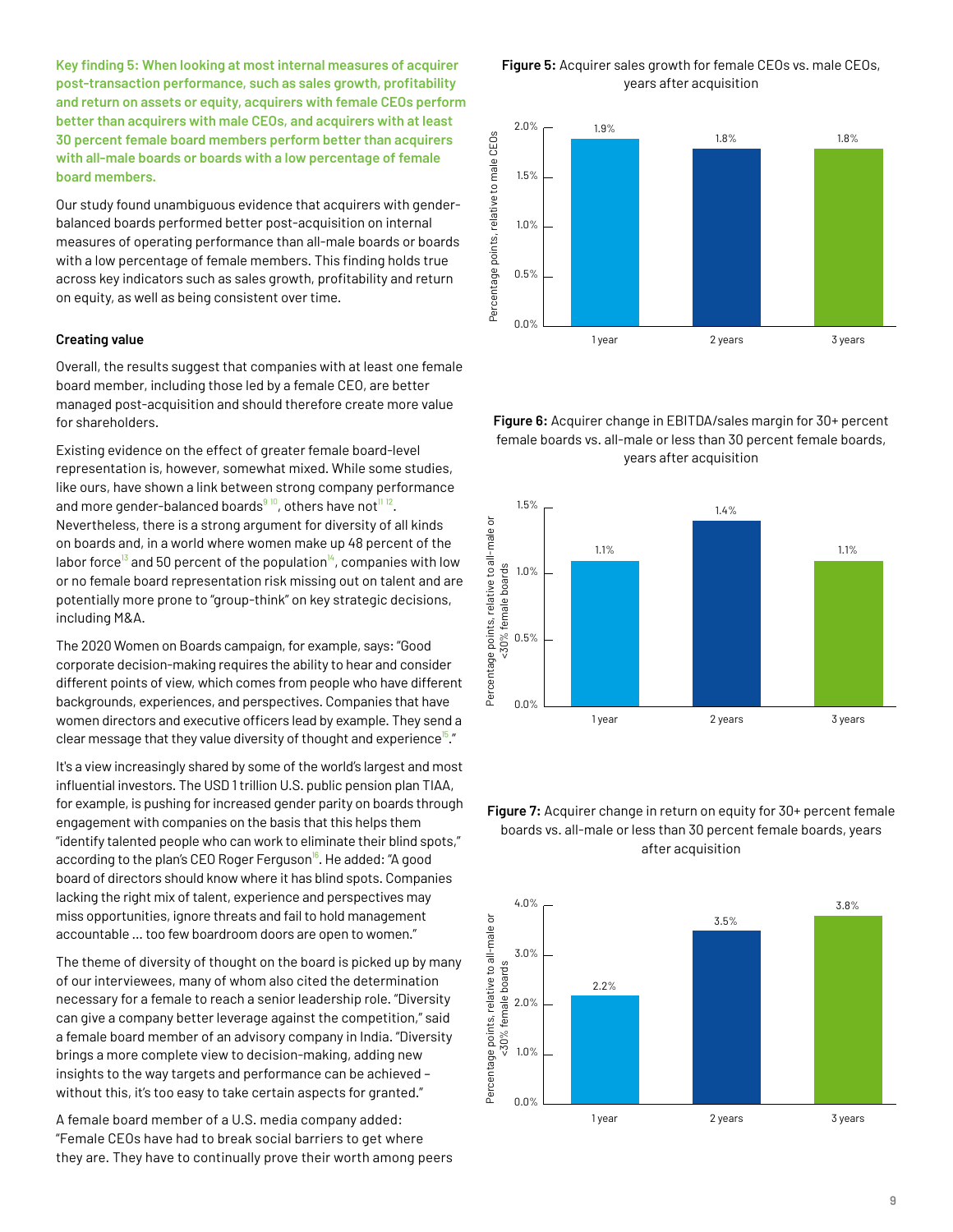**Key finding 5: When looking at most internal measures of acquirer post-transaction performance, such as sales growth, profitability and return on assets or equity, acquirers with female CEOs perform better than acquirers with male CEOs, and acquirers with at least 30 percent female board members perform better than acquirers with all-male boards or boards with a low percentage of female board members.**

Our study found unambiguous evidence that acquirers with gender-balanced boards performed better post-acquisition on internal measures of operating performance than all-male boards or boards with a low percentage of female members. This finding holds true across key indicators such as sales growth, profitability and return on equity, as well as being consistent over time.

### Creating value

Overall, the results suggest that companies with at least one female board member, including those led by a female CEO, are better managed post-acquisition and should therefore create more value for shareholders.

Existing evidence on the effect of greater female board-level representation is, however, somewhat mixed. While some studies, like ours, have shown a link between strong company performance and more gender-balanced boards[9 10], others have not[11 12]. Nevertheless, there is a strong argument for diversity of all kinds on boards and, in a world where women make up 48 percent of the labor force[13] and 50 percent of the population[14], companies with low or no female board representation risk missing out on talent and are potentially more prone to "group-think" on key strategic decisions, including M&A.

The 2020 Women on Boards campaign, for example, says: "Good corporate decision-making requires the ability to hear and consider different points of view, which comes from people who have different backgrounds, experiences, and perspectives. Companies that have women directors and executive officers lead by example. They send a clear message that they value diversity of thought and experience[15]."

It's a view increasingly shared by some of the world's largest and most influential investors. The USD 1 trillion U.S. public pension plan TIAA, for example, is pushing for increased gender parity on boards through engagement with companies on the basis that this helps them "identify talented people who can work to eliminate their blind spots," according to the plan's CEO Roger Ferguson[16]. He added: "A good board of directors should know where it has blind spots. Companies lacking the right mix of talent, experience and perspectives may miss opportunities, ignore threats and fail to hold management accountable ... too few boardroom doors are open to women."

The theme of diversity of thought on the board is picked up by many of our interviewees, many of whom also cited the determination necessary for a female to reach a senior leadership role. "Diversity can give a company better leverage against the competition," said a female board member of an advisory company in India. "Diversity brings a more complete view to decision-making, adding new insights to the way targets and performance can be achieved – without this, it's too easy to take certain aspects for granted."

A female board member of a U.S. media company added: "Female CEOs have had to break social barriers to get where they are. They have to continually prove their worth among peers

**Figure 5:** Acquirer sales growth for female CEOs vs. male CEOs, years after acquisition

| Years after acquisition | Percentage points, relative to male CEOs |
|---|---|
| 1 year | 1.9% |
| 2 years | 1.8% |
| 3 years | 1.8% |

**Figure 6:** Acquirer change in EBITDA/sales margin for 30+ percent female boards vs. all-male or less than 30 percent female boards, years after acquisition

| Years after acquisition | Percentage points, relative to all-male or <30% female boards |
|---|---|
| 1 year | 1.1% |
| 2 years | 1.4% |
| 3 years | 1.1% |

**Figure 7:** Acquirer change in return on equity for 30+ percent female boards vs. all-male or less than 30 percent female boards, years after acquisition

| Years after acquisition | Percentage points, relative to all-male or <30% female boards |
|---|---|
| 1 year | 2.2% |
| 2 years | 3.5% |
| 3 years | 3.8% |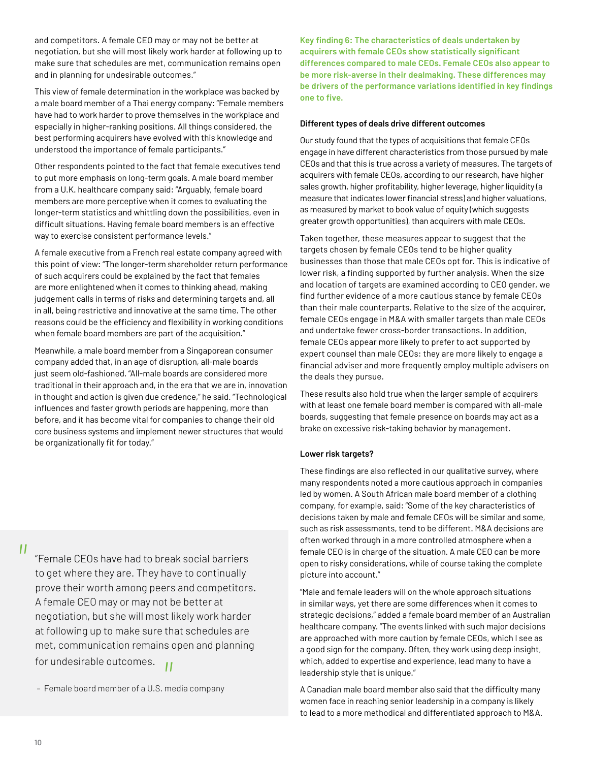and competitors. A female CEO may or may not be better at negotiation, but she will most likely work harder at following up to make sure that schedules are met, communication remains open and in planning for undesirable outcomes."

This view of female determination in the workplace was backed by a male board member of a Thai energy company: "Female members have had to work harder to prove themselves in the workplace and especially in higher-ranking positions. All things considered, the best performing acquirers have evolved with this knowledge and understood the importance of female participants."

Other respondents pointed to the fact that female executives tend to put more emphasis on long-term goals. A male board member from a U.K. healthcare company said: "Arguably, female board members are more perceptive when it comes to evaluating the longer-term statistics and whittling down the possibilities, even in difficult situations. Having female board members is an effective way to exercise consistent performance levels."

A female executive from a French real estate company agreed with this point of view: "The longer-term shareholder return performance of such acquirers could be explained by the fact that females are more enlightened when it comes to thinking ahead, making judgement calls in terms of risks and determining targets and, all in all, being restrictive and innovative at the same time. The other reasons could be the efficiency and flexibility in working conditions when female board members are part of the acquisition."

Meanwhile, a male board member from a Singaporean consumer company added that, in an age of disruption, all-male boards just seem old-fashioned. "All-male boards are considered more traditional in their approach and, in the era that we are in, innovation in thought and action is given due credence," he said. "Technological influences and faster growth periods are happening, more than before, and it has become vital for companies to change their old core business systems and implement newer structures that would be organizationally fit for today."

> "Female CEOs have had to break social barriers to get where they are. They have to continually prove their worth among peers and competitors. A female CEO may or may not be better at negotiation, but she will most likely work harder at following up to make sure that schedules are met, communication remains open and planning for undesirable outcomes."
>
> – Female board member of a U.S. media company

**Key finding 6: The characteristics of deals undertaken by acquirers with female CEOs show statistically significant differences compared to male CEOs. Female CEOs also appear to be more risk-averse in their dealmaking. These differences may be drivers of the performance variations identified in key findings one to five.**

#### Different types of deals drive different outcomes

Our study found that the types of acquisitions that female CEOs engage in have different characteristics from those pursued by male CEOs and that this is true across a variety of measures. The targets of acquirers with female CEOs, according to our research, have higher sales growth, higher profitability, higher leverage, higher liquidity (a measure that indicates lower financial stress) and higher valuations, as measured by market to book value of equity (which suggests greater growth opportunities), than acquirers with male CEOs.

Taken together, these measures appear to suggest that the targets chosen by female CEOs tend to be higher quality businesses than those that male CEOs opt for. This is indicative of lower risk, a finding supported by further analysis. When the size and location of targets are examined according to CEO gender, we find further evidence of a more cautious stance by female CEOs than their male counterparts. Relative to the size of the acquirer, female CEOs engage in M&A with smaller targets than male CEOs and undertake fewer cross-border transactions. In addition, female CEOs appear more likely to prefer to act supported by expert counsel than male CEOs: they are more likely to engage a financial adviser and more frequently employ multiple advisers on the deals they pursue.

These results also hold true when the larger sample of acquirers with at least one female board member is compared with all-male boards, suggesting that female presence on boards may act as a brake on excessive risk-taking behavior by management.

#### Lower risk targets?

These findings are also reflected in our qualitative survey, where many respondents noted a more cautious approach in companies led by women. A South African male board member of a clothing company, for example, said: "Some of the key characteristics of decisions taken by male and female CEOs will be similar and some, such as risk assessments, tend to be different. M&A decisions are often worked through in a more controlled atmosphere when a female CEO is in charge of the situation. A male CEO can be more open to risky considerations, while of course taking the complete picture into account."

"Male and female leaders will on the whole approach situations in similar ways, yet there are some differences when it comes to strategic decisions," added a female board member of an Australian healthcare company. "The events linked with such major decisions are approached with more caution by female CEOs, which I see as a good sign for the company. Often, they work using deep insight, which, added to expertise and experience, lead many to have a leadership style that is unique."

A Canadian male board member also said that the difficulty many women face in reaching senior leadership in a company is likely to lead to a more methodical and differentiated approach to M&A.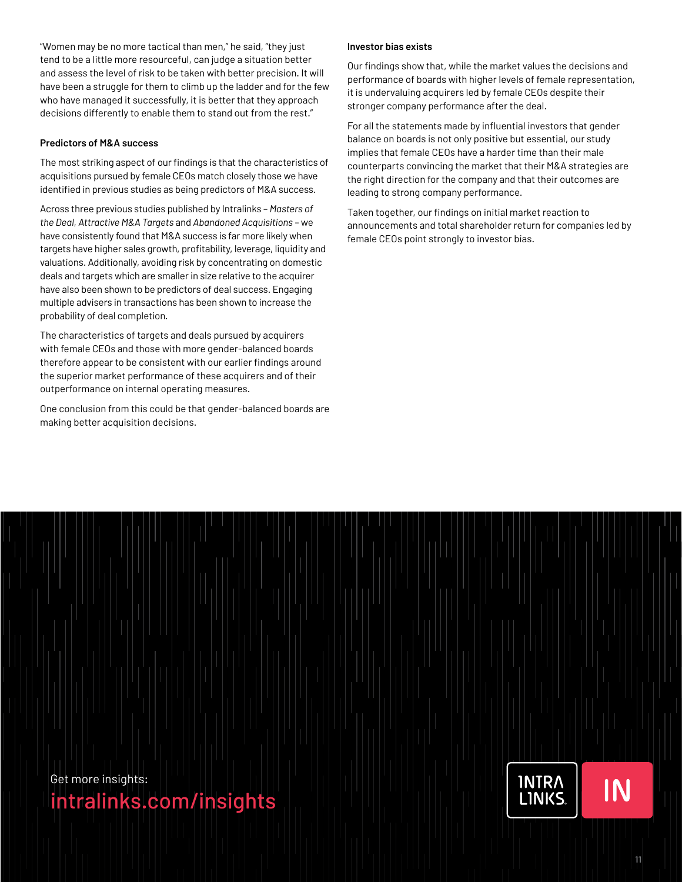"Women may be no more tactical than men," he said, "they just tend to be a little more resourceful, can judge a situation better and assess the level of risk to be taken with better precision. It will have been a struggle for them to climb up the ladder and for the few who have managed it successfully, it is better that they approach decisions differently to enable them to stand out from the rest."

**Predictors of M&A success**

The most striking aspect of our findings is that the characteristics of acquisitions pursued by female CEOs match closely those we have identified in previous studies as being predictors of M&A success.

Across three previous studies published by Intralinks – *Masters of the Deal*, *Attractive M&A Targets* and *Abandoned Acquisitions* – we have consistently found that M&A success is far more likely when targets have higher sales growth, profitability, leverage, liquidity and valuations. Additionally, avoiding risk by concentrating on domestic deals and targets which are smaller in size relative to the acquirer have also been shown to be predictors of deal success. Engaging multiple advisers in transactions has been shown to increase the probability of deal completion.

The characteristics of targets and deals pursued by acquirers with female CEOs and those with more gender-balanced boards therefore appear to be consistent with our earlier findings around the superior market performance of these acquirers and of their outperformance on internal operating measures.

One conclusion from this could be that gender-balanced boards are making better acquisition decisions.

**Investor bias exists**

Our findings show that, while the market values the decisions and performance of boards with higher levels of female representation, it is undervaluing acquirers led by female CEOs despite their stronger company performance after the deal.

For all the statements made by influential investors that gender balance on boards is not only positive but essential, our study implies that female CEOs have a harder time than their male counterparts convincing the market that their M&A strategies are the right direction for the company and that their outcomes are leading to strong company performance.

Taken together, our findings on initial market reaction to announcements and total shareholder return for companies led by female CEOs point strongly to investor bias.

Get more insights:
intralinks.com/insights

INTRALINKS IN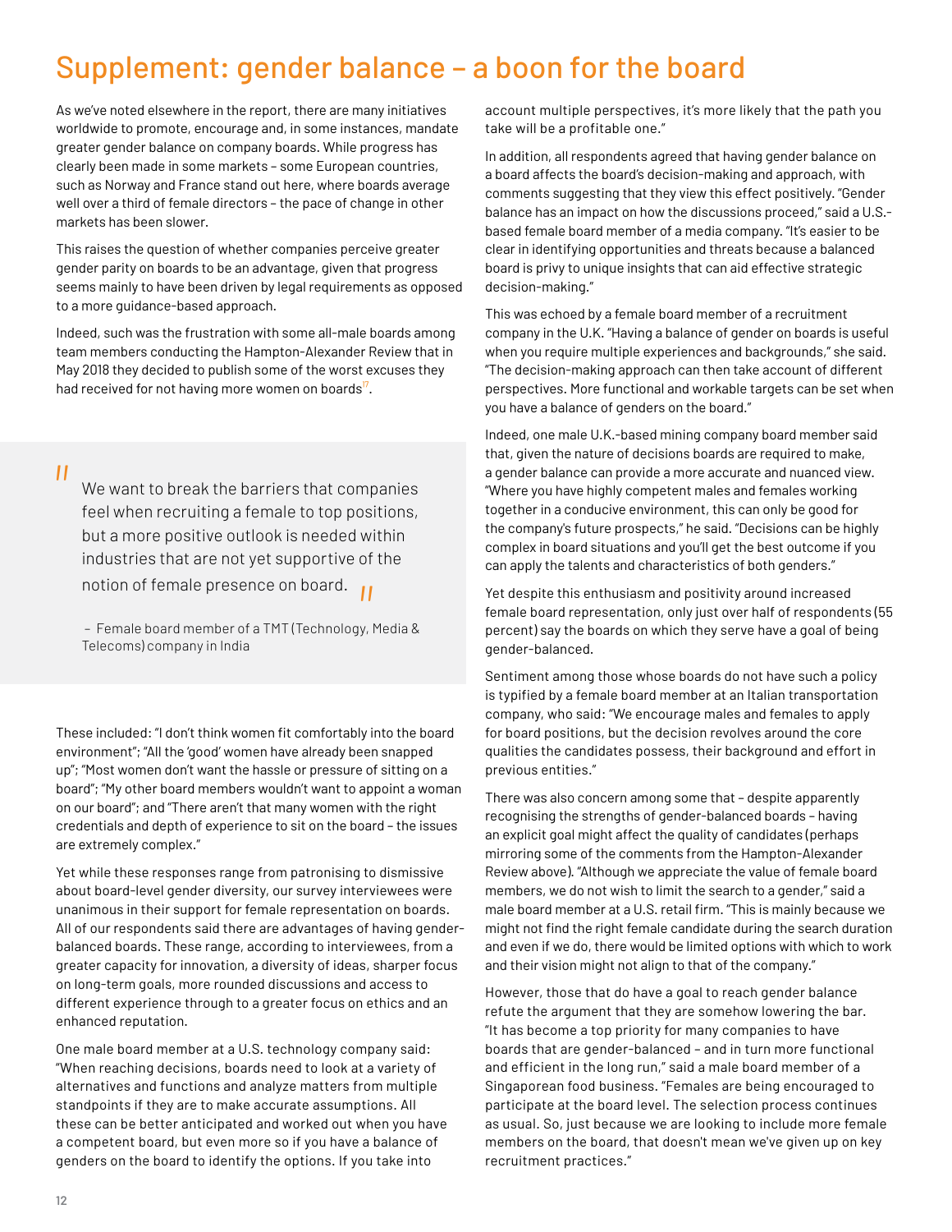# Supplement: gender balance – a boon for the board

As we've noted elsewhere in the report, there are many initiatives worldwide to promote, encourage and, in some instances, mandate greater gender balance on company boards. While progress has clearly been made in some markets – some European countries, such as Norway and France stand out here, where boards average well over a third of female directors – the pace of change in other markets has been slower.

This raises the question of whether companies perceive greater gender parity on boards to be an advantage, given that progress seems mainly to have been driven by legal requirements as opposed to a more guidance-based approach.

Indeed, such was the frustration with some all-male boards among team members conducting the Hampton-Alexander Review that in May 2018 they decided to publish some of the worst excuses they had received for not having more women on boards[17].

> "We want to break the barriers that companies feel when recruiting a female to top positions, but a more positive outlook is needed within industries that are not yet supportive of the notion of female presence on board."
>
> – Female board member of a TMT (Technology, Media & Telecoms) company in India

These included: "I don't think women fit comfortably into the board environment"; "All the 'good' women have already been snapped up"; "Most women don't want the hassle or pressure of sitting on a board"; "My other board members wouldn't want to appoint a woman on our board"; and "There aren't that many women with the right credentials and depth of experience to sit on the board – the issues are extremely complex."

Yet while these responses range from patronising to dismissive about board-level gender diversity, our survey interviewees were unanimous in their support for female representation on boards. All of our respondents said there are advantages of having gender-balanced boards. These range, according to interviewees, from a greater capacity for innovation, a diversity of ideas, sharper focus on long-term goals, more rounded discussions and access to different experience through to a greater focus on ethics and an enhanced reputation.

One male board member at a U.S. technology company said: "When reaching decisions, boards need to look at a variety of alternatives and functions and analyze matters from multiple standpoints if they are to make accurate assumptions. All these can be better anticipated and worked out when you have a competent board, but even more so if you have a balance of genders on the board to identify the options. If you take into account multiple perspectives, it's more likely that the path you take will be a profitable one."

In addition, all respondents agreed that having gender balance on a board affects the board's decision-making and approach, with comments suggesting that they view this effect positively. "Gender balance has an impact on how the discussions proceed," said a U.S.-based female board member of a media company. "It's easier to be clear in identifying opportunities and threats because a balanced board is privy to unique insights that can aid effective strategic decision-making."

This was echoed by a female board member of a recruitment company in the U.K. "Having a balance of gender on boards is useful when you require multiple experiences and backgrounds," she said. "The decision-making approach can then take account of different perspectives. More functional and workable targets can be set when you have a balance of genders on the board."

Indeed, one male U.K.-based mining company board member said that, given the nature of decisions boards are required to make, a gender balance can provide a more accurate and nuanced view. "Where you have highly competent males and females working together in a conducive environment, this can only be good for the company's future prospects," he said. "Decisions can be highly complex in board situations and you'll get the best outcome if you can apply the talents and characteristics of both genders."

Yet despite this enthusiasm and positivity around increased female board representation, only just over half of respondents (55 percent) say the boards on which they serve have a goal of being gender-balanced.

Sentiment among those whose boards do not have such a policy is typified by a female board member at an Italian transportation company, who said: "We encourage males and females to apply for board positions, but the decision revolves around the core qualities the candidates possess, their background and effort in previous entities."

There was also concern among some that – despite apparently recognising the strengths of gender-balanced boards – having an explicit goal might affect the quality of candidates (perhaps mirroring some of the comments from the Hampton-Alexander Review above). "Although we appreciate the value of female board members, we do not wish to limit the search to a gender," said a male board member at a U.S. retail firm. "This is mainly because we might not find the right female candidate during the search duration and even if we do, there would be limited options with which to work and their vision might not align to that of the company."

However, those that do have a goal to reach gender balance refute the argument that they are somehow lowering the bar. "It has become a top priority for many companies to have boards that are gender-balanced – and in turn more functional and efficient in the long run," said a male board member of a Singaporean food business. "Females are being encouraged to participate at the board level. The selection process continues as usual. So, just because we are looking to include more female members on the board, that doesn't mean we've given up on key recruitment practices."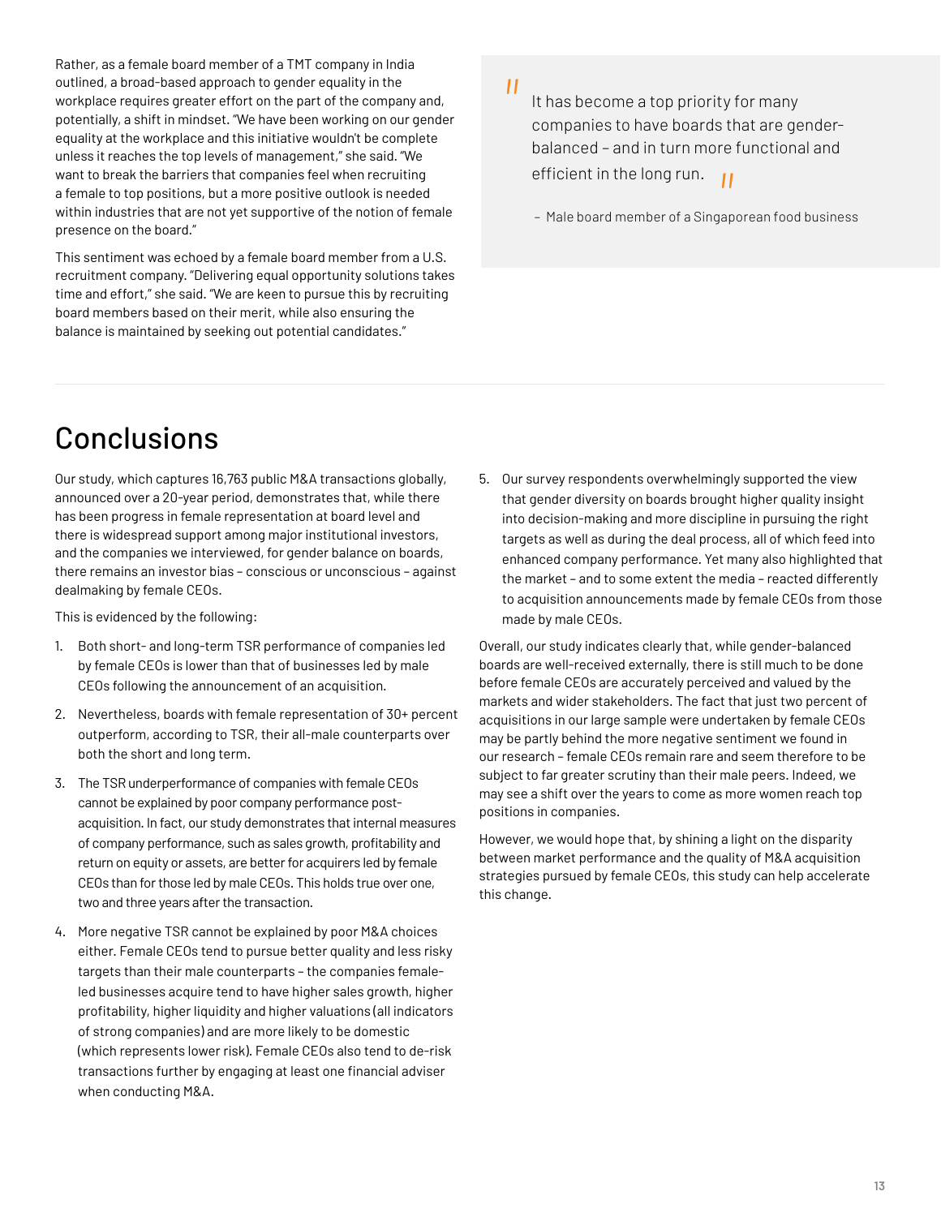Rather, as a female board member of a TMT company in India outlined, a broad-based approach to gender equality in the workplace requires greater effort on the part of the company and, potentially, a shift in mindset. "We have been working on our gender equality at the workplace and this initiative wouldn't be complete unless it reaches the top levels of management," she said. "We want to break the barriers that companies feel when recruiting a female to top positions, but a more positive outlook is needed within industries that are not yet supportive of the notion of female presence on the board."

This sentiment was echoed by a female board member from a U.S. recruitment company. "Delivering equal opportunity solutions takes time and effort," she said. "We are keen to pursue this by recruiting board members based on their merit, while also ensuring the balance is maintained by seeking out potential candidates."

> "It has become a top priority for many companies to have boards that are gender-balanced – and in turn more functional and efficient in the long run."
>
> – Male board member of a Singaporean food business

## Conclusions

Our study, which captures 16,763 public M&A transactions globally, announced over a 20-year period, demonstrates that, while there has been progress in female representation at board level and there is widespread support among major institutional investors, and the companies we interviewed, for gender balance on boards, there remains an investor bias – conscious or unconscious – against dealmaking by female CEOs.

This is evidenced by the following:

1. Both short- and long-term TSR performance of companies led by female CEOs is lower than that of businesses led by male CEOs following the announcement of an acquisition.
2. Nevertheless, boards with female representation of 30+ percent outperform, according to TSR, their all-male counterparts over both the short and long term.
3. The TSR underperformance of companies with female CEOs cannot be explained by poor company performance post-acquisition. In fact, our study demonstrates that internal measures of company performance, such as sales growth, profitability and return on equity or assets, are better for acquirers led by female CEOs than for those led by male CEOs. This holds true over one, two and three years after the transaction.
4. More negative TSR cannot be explained by poor M&A choices either. Female CEOs tend to pursue better quality and less risky targets than their male counterparts – the companies female-led businesses acquire tend to have higher sales growth, higher profitability, higher liquidity and higher valuations (all indicators of strong companies) and are more likely to be domestic (which represents lower risk). Female CEOs also tend to de-risk transactions further by engaging at least one financial adviser when conducting M&A.
5. Our survey respondents overwhelmingly supported the view that gender diversity on boards brought higher quality insight into decision-making and more discipline in pursuing the right targets as well as during the deal process, all of which feed into enhanced company performance. Yet many also highlighted that the market – and to some extent the media – reacted differently to acquisition announcements made by female CEOs from those made by male CEOs.

Overall, our study indicates clearly that, while gender-balanced boards are well-received externally, there is still much to be done before female CEOs are accurately perceived and valued by the markets and wider stakeholders. The fact that just two percent of acquisitions in our large sample were undertaken by female CEOs may be partly behind the more negative sentiment we found in our research – female CEOs remain rare and seem therefore to be subject to far greater scrutiny than their male peers. Indeed, we may see a shift over the years to come as more women reach top positions in companies.

However, we would hope that, by shining a light on the disparity between market performance and the quality of M&A acquisition strategies pursued by female CEOs, this study can help accelerate this change.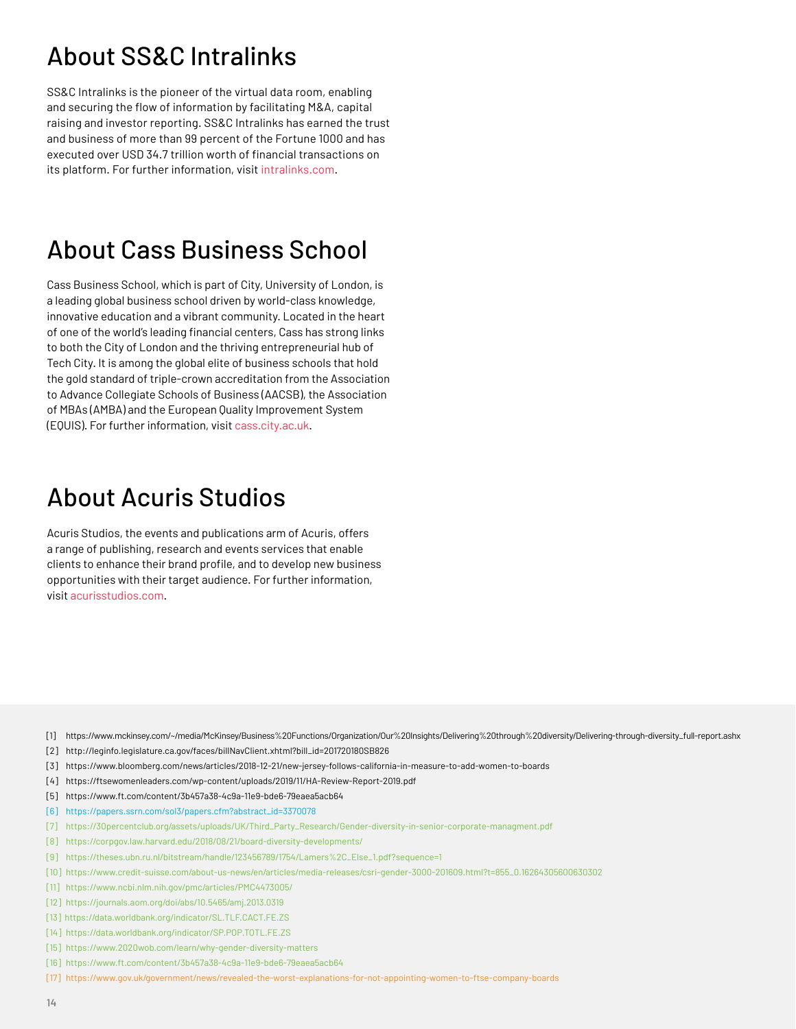# About SS&C Intralinks

SS&C Intralinks is the pioneer of the virtual data room, enabling and securing the flow of information by facilitating M&A, capital raising and investor reporting. SS&C Intralinks has earned the trust and business of more than 99 percent of the Fortune 1000 and has executed over USD 34.7 trillion worth of financial transactions on its platform. For further information, visit intralinks.com.

# About Cass Business School

Cass Business School, which is part of City, University of London, is a leading global business school driven by world-class knowledge, innovative education and a vibrant community. Located in the heart of one of the world's leading financial centers, Cass has strong links to both the City of London and the thriving entrepreneurial hub of Tech City. It is among the global elite of business schools that hold the gold standard of triple-crown accreditation from the Association to Advance Collegiate Schools of Business (AACSB), the Association of MBAs (AMBA) and the European Quality Improvement System (EQUIS). For further information, visit cass.city.ac.uk.

# About Acuris Studios

Acuris Studios, the events and publications arm of Acuris, offers a range of publishing, research and events services that enable clients to enhance their brand profile, and to develop new business opportunities with their target audience. For further information, visit acurisstudios.com.

[1] https://www.mckinsey.com/~/media/McKinsey/Business%20Functions/Organization/Our%20Insights/Delivering%20through%20diversity/Delivering-through-diversity_full-report.ashx
[2] http://leginfo.legislature.ca.gov/faces/billNavClient.xhtml?bill_id=201720180SB826
[3] https://www.bloomberg.com/news/articles/2018-12-21/new-jersey-follows-california-in-measure-to-add-women-to-boards
[4] https://ftsewomenleaders.com/wp-content/uploads/2019/11/HA-Review-Report-2019.pdf
[5] https://www.ft.com/content/3b457a38-4c9a-11e9-bde6-79eaea5acb64
[6] https://papers.ssrn.com/sol3/papers.cfm?abstract_id=3370078
[7] https://30percentclub.org/assets/uploads/UK/Third_Party_Research/Gender-diversity-in-senior-corporate-managment.pdf
[8] https://corpgov.law.harvard.edu/2018/08/21/board-diversity-developments/
[9] https://theses.ubn.ru.nl/bitstream/handle/123456789/1754/Lamers%2C_Else_1.pdf?sequence=1
[10] https://www.credit-suisse.com/about-us-news/en/articles/media-releases/csri-gender-3000-201609.html?t=855_0.16264305600630302
[11] https://www.ncbi.nlm.nih.gov/pmc/articles/PMC4473005/
[12] https://journals.aom.org/doi/abs/10.5465/amj.2013.0319
[13] https://data.worldbank.org/indicator/SL.TLF.CACT.FE.ZS
[14] https://data.worldbank.org/indicator/SP.POP.TOTL.FE.ZS
[15] https://www.2020wob.com/learn/why-gender-diversity-matters
[16] https://www.ft.com/content/3b457a38-4c9a-11e9-bde6-79eaea5acb64
[17] https://www.gov.uk/government/news/revealed-the-worst-explanations-for-not-appointing-women-to-ftse-company-boards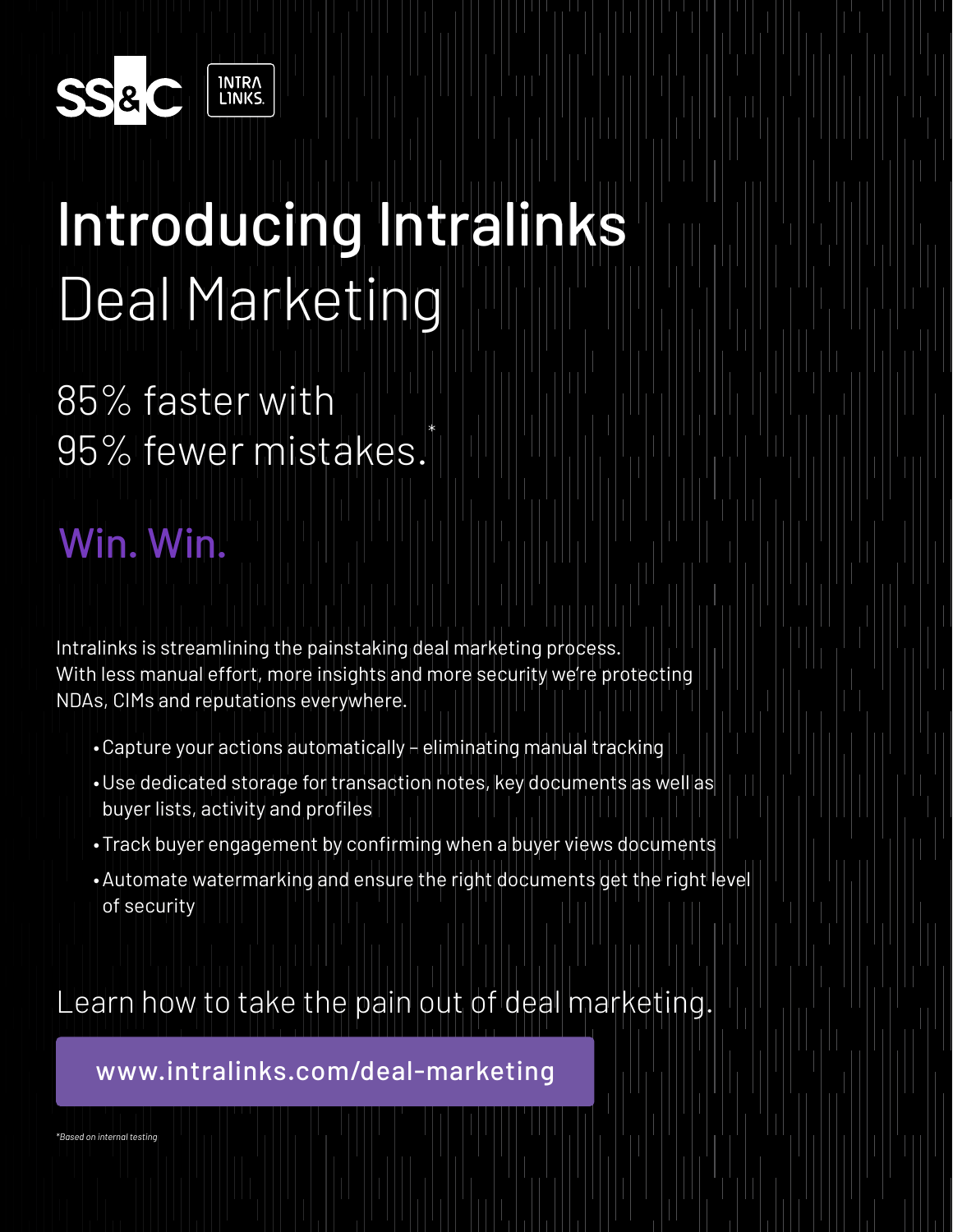SS&C INTRALINKS

# Introducing Intralinks Deal Marketing

## 85% faster with 95% fewer mistakes.*

## Win. Win.

Intralinks is streamlining the painstaking deal marketing process. With less manual effort, more insights and more security we're protecting NDAs, CIMs and reputations everywhere.

- Capture your actions automatically – eliminating manual tracking
- Use dedicated storage for transaction notes, key documents as well as buyer lists, activity and profiles
- Track buyer engagement by confirming when a buyer views documents
- Automate watermarking and ensure the right documents get the right level of security

Learn how to take the pain out of deal marketing.

www.intralinks.com/deal-marketing

*Based on internal testing*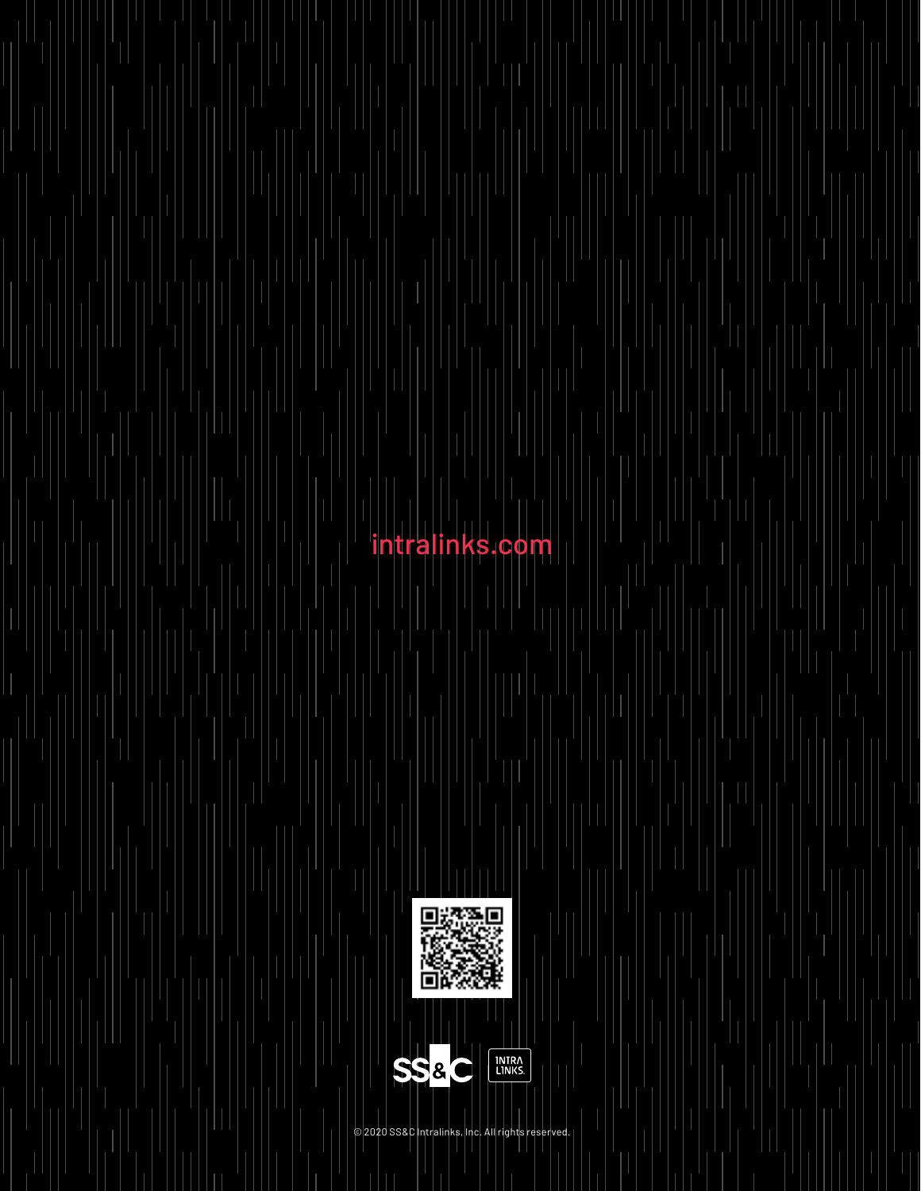intralinks.com

© 2020 SS&C Intralinks, Inc. All rights reserved.